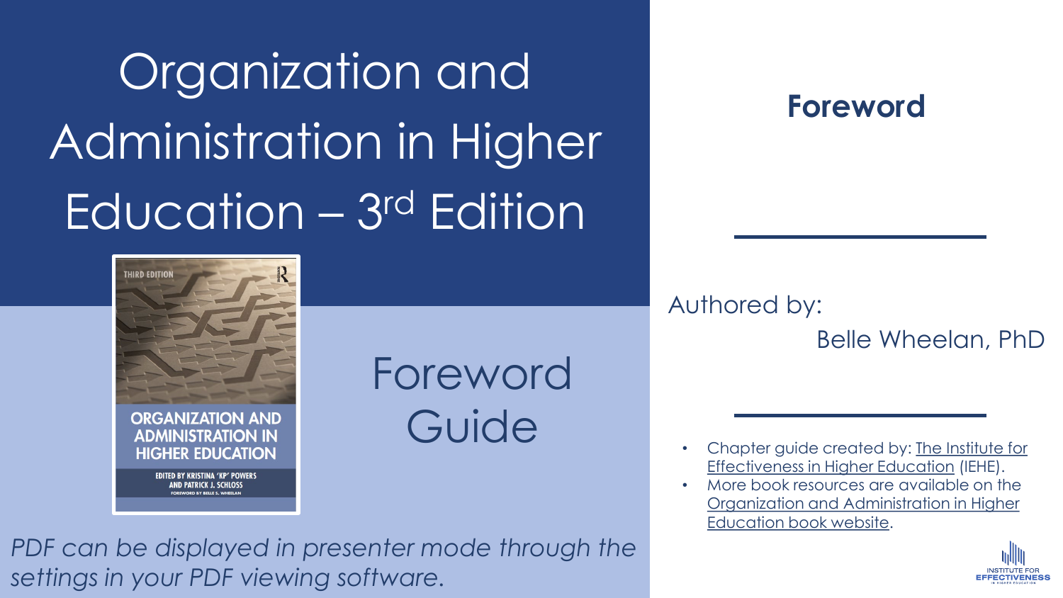# Organization and Administration in Higher Education – 3rd Edition

## Foreword Guide

*PDF can be displayed in presenter mode through the settings in your PDF viewing software.*

## Foreword

Authored by:

Belle Wheelan, PhD

- Chapter guide created by: The Institute for Effectiveness in Higher Education (IEHE).
- More book resources are available on the Organization and Administration in Higher Education book website.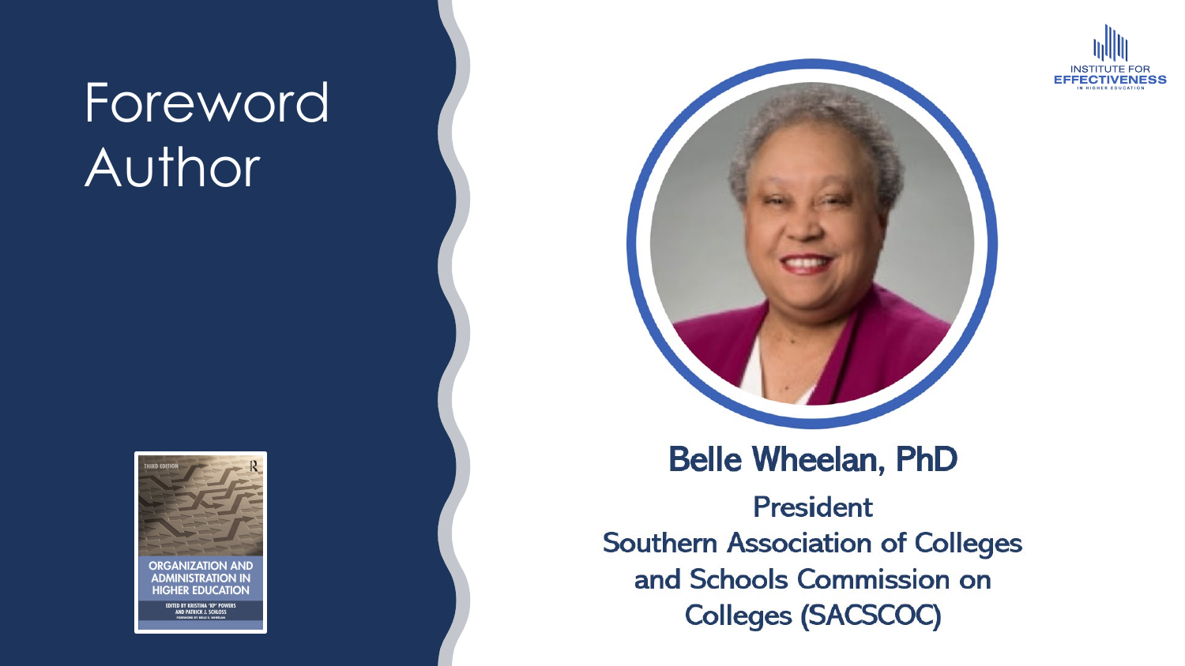# Foreword Author

INSTITUTE FOR EFFECTIVENESS IN HIGHER EDUCATION

THIRD EDITION

ORGANIZATION AND ADMINISTRATION IN HIGHER EDUCATION

EDITED BY KRISTINA 'KP' POWERS AND PATRICK J. SCHLOSS

FOREWORD BY BELLE S. WHEELAN

**Belle Wheelan, PhD**

President
Southern Association of Colleges and Schools Commission on Colleges (SACSCOC)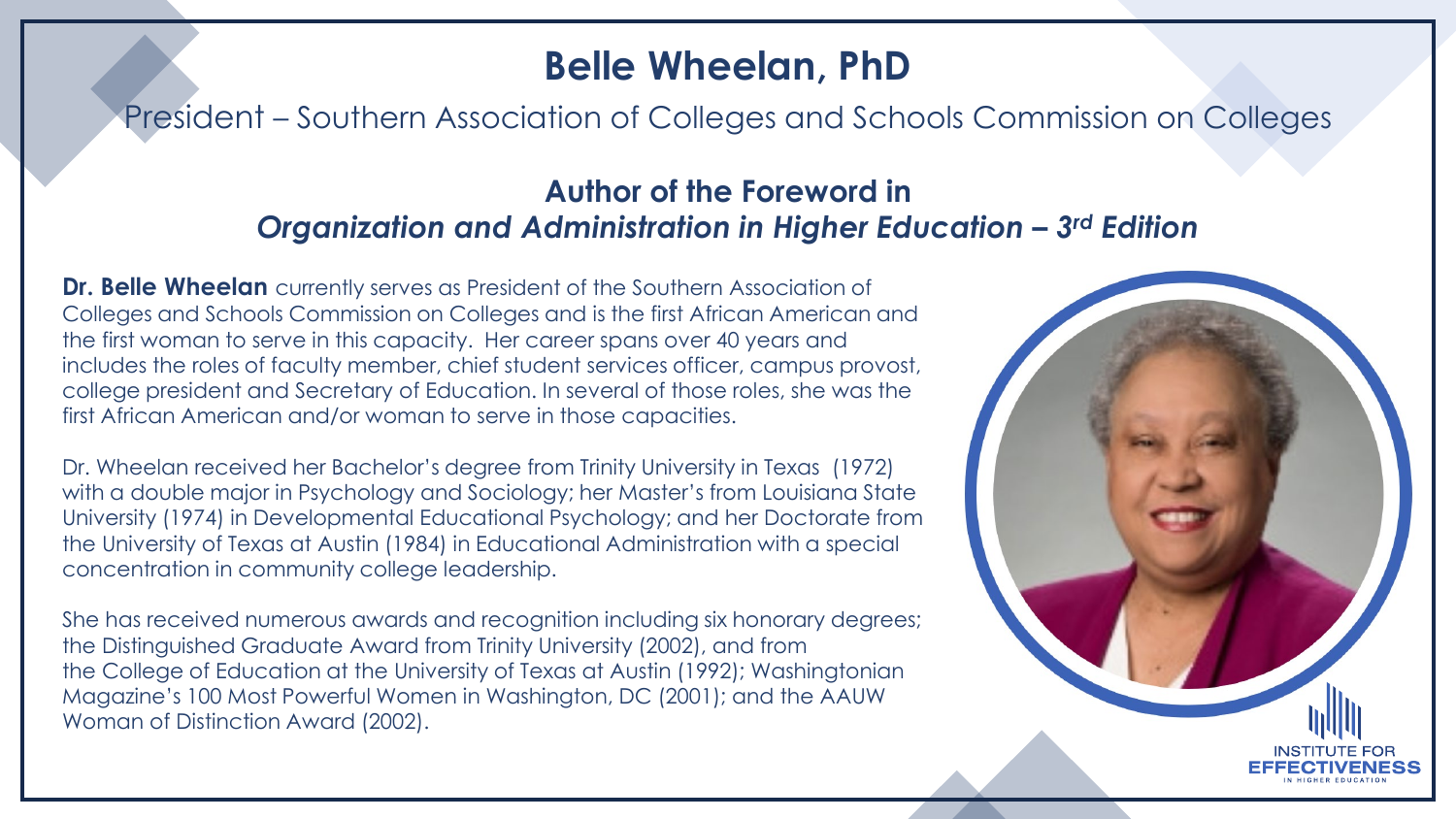# Belle Wheelan, PhD

President – Southern Association of Colleges and Schools Commission on Colleges

## Author of the Foreword in *Organization and Administration in Higher Education – 3rd Edition*

**Dr. Belle Wheelan** currently serves as President of the Southern Association of Colleges and Schools Commission on Colleges and is the first African American and the first woman to serve in this capacity. Her career spans over 40 years and includes the roles of faculty member, chief student services officer, campus provost, college president and Secretary of Education. In several of those roles, she was the first African American and/or woman to serve in those capacities.

Dr. Wheelan received her Bachelor's degree from Trinity University in Texas (1972) with a double major in Psychology and Sociology; her Master's from Louisiana State University (1974) in Developmental Educational Psychology; and her Doctorate from the University of Texas at Austin (1984) in Educational Administration with a special concentration in community college leadership.

She has received numerous awards and recognition including six honorary degrees; the Distinguished Graduate Award from Trinity University (2002), and from the College of Education at the University of Texas at Austin (1992); Washingtonian Magazine's 100 Most Powerful Women in Washington, DC (2001); and the AAUW Woman of Distinction Award (2002).

INSTITUTE FOR EFFECTIVENESS IN HIGHER EDUCATION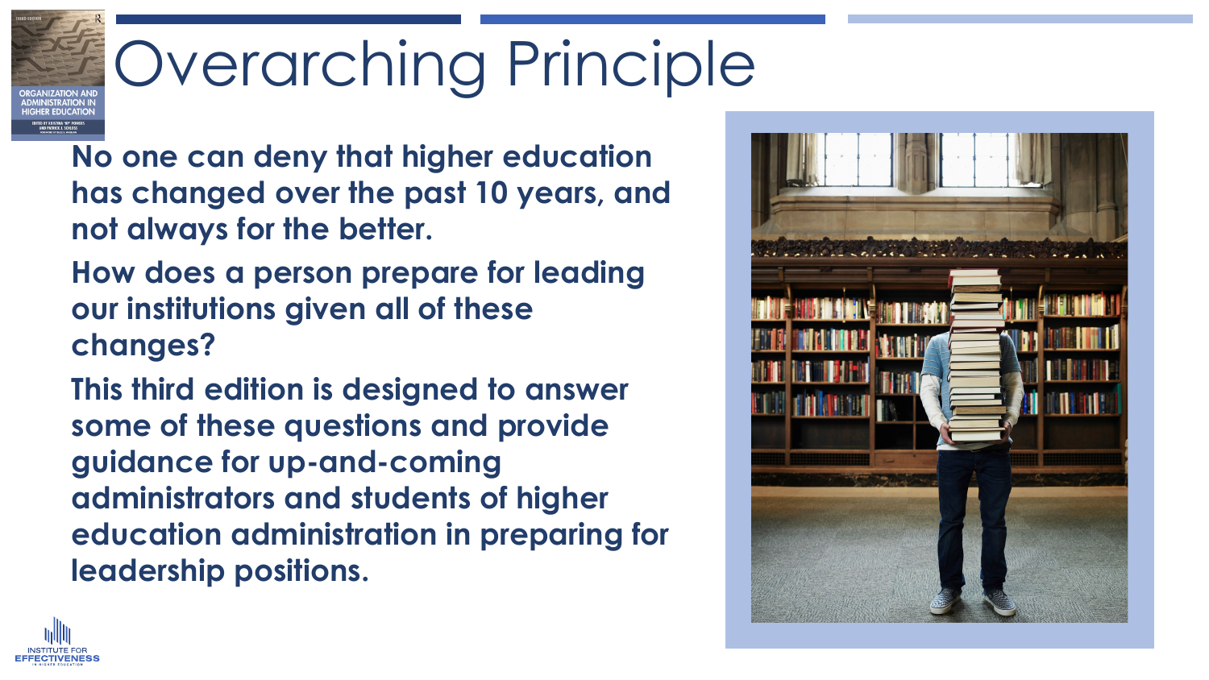# Overarching Principle

**No one can deny that higher education has changed over the past 10 years, and not always for the better.**

**How does a person prepare for leading our institutions given all of these changes?**

**This third edition is designed to answer some of these questions and provide guidance for up-and-coming administrators and students of higher education administration in preparing for leadership positions.**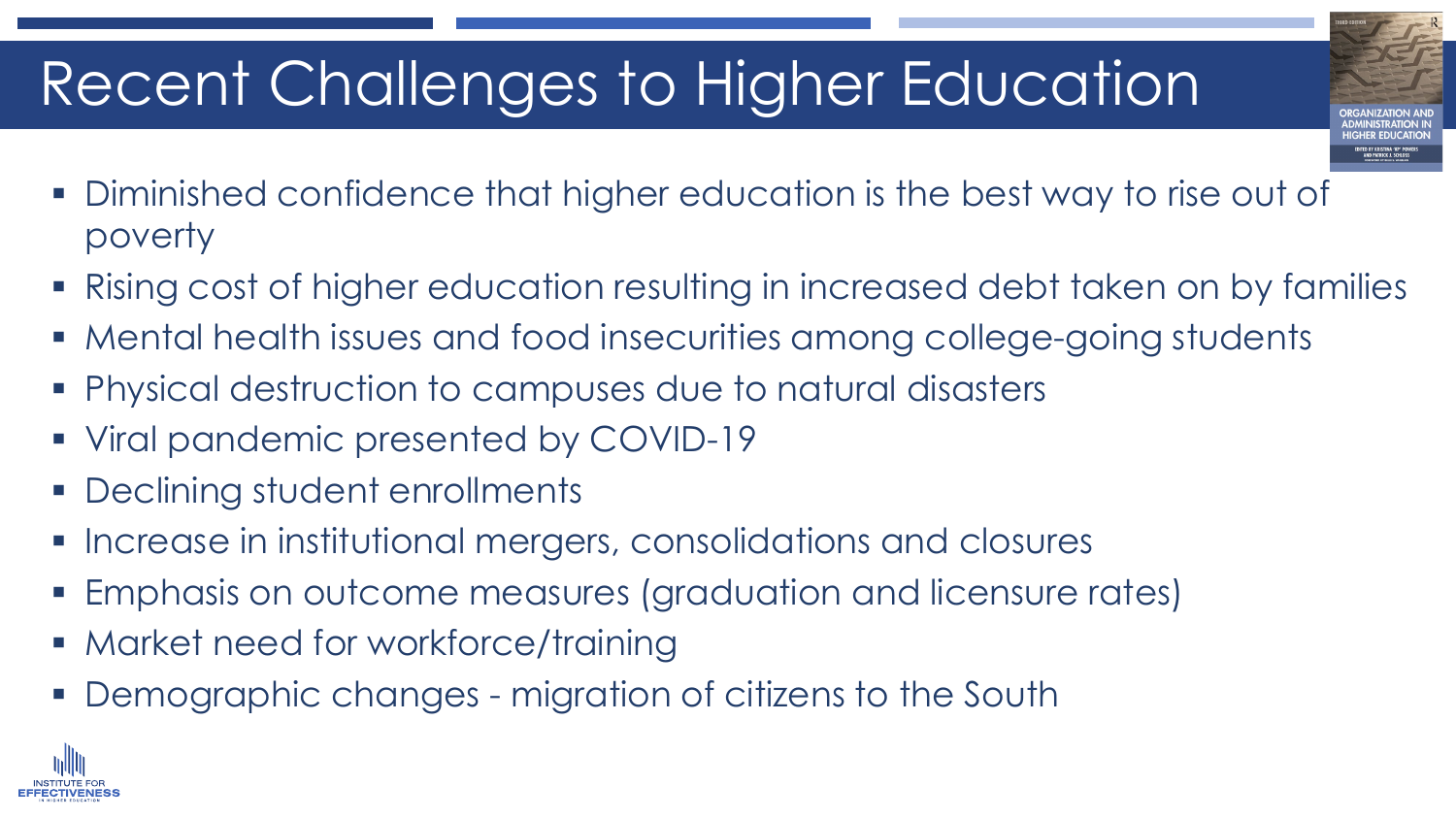# Recent Challenges to Higher Education

- Diminished confidence that higher education is the best way to rise out of poverty
- Rising cost of higher education resulting in increased debt taken on by families
- Mental health issues and food insecurities among college-going students
- Physical destruction to campuses due to natural disasters
- Viral pandemic presented by COVID-19
- Declining student enrollments
- Increase in institutional mergers, consolidations and closures
- Emphasis on outcome measures (graduation and licensure rates)
- Market need for workforce/training
- Demographic changes - migration of citizens to the South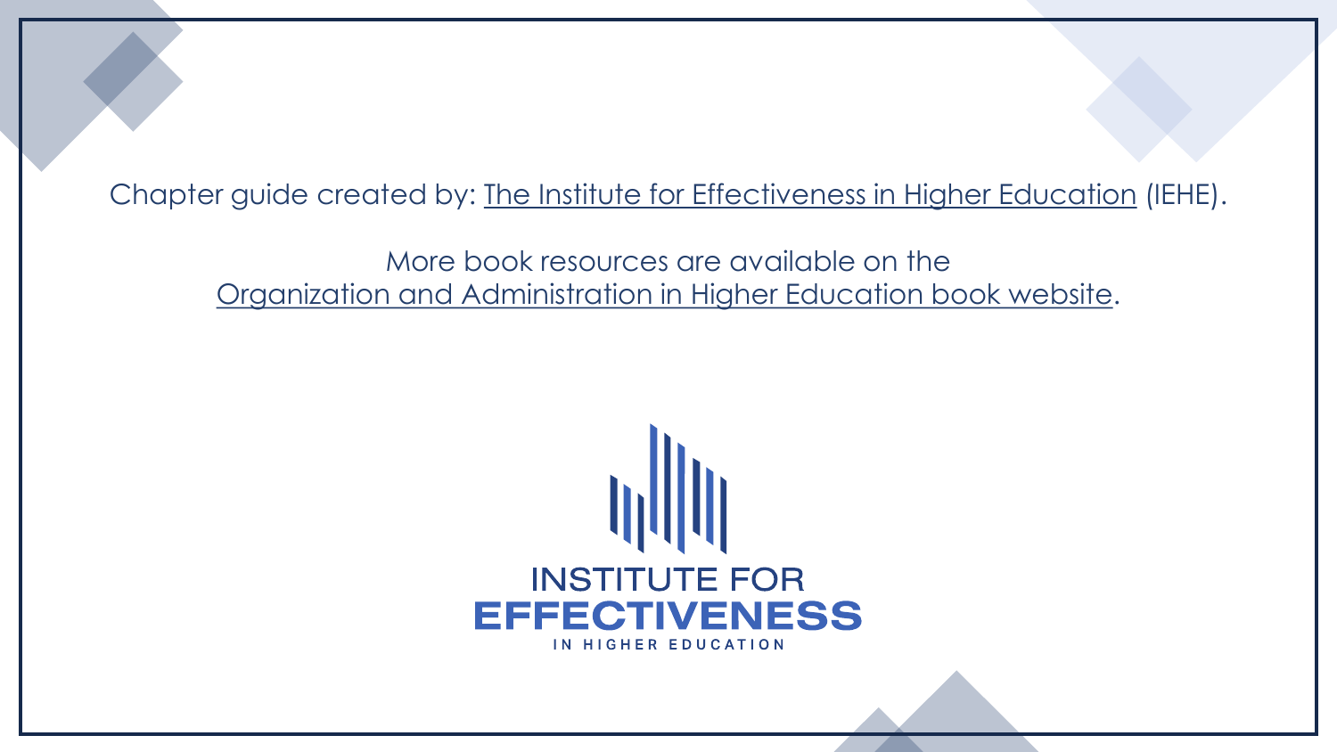Chapter guide created by: The Institute for Effectiveness in Higher Education (IEHE).

More book resources are available on the Organization and Administration in Higher Education book website.

INSTITUTE FOR
EFFECTIVENESS
IN HIGHER EDUCATION